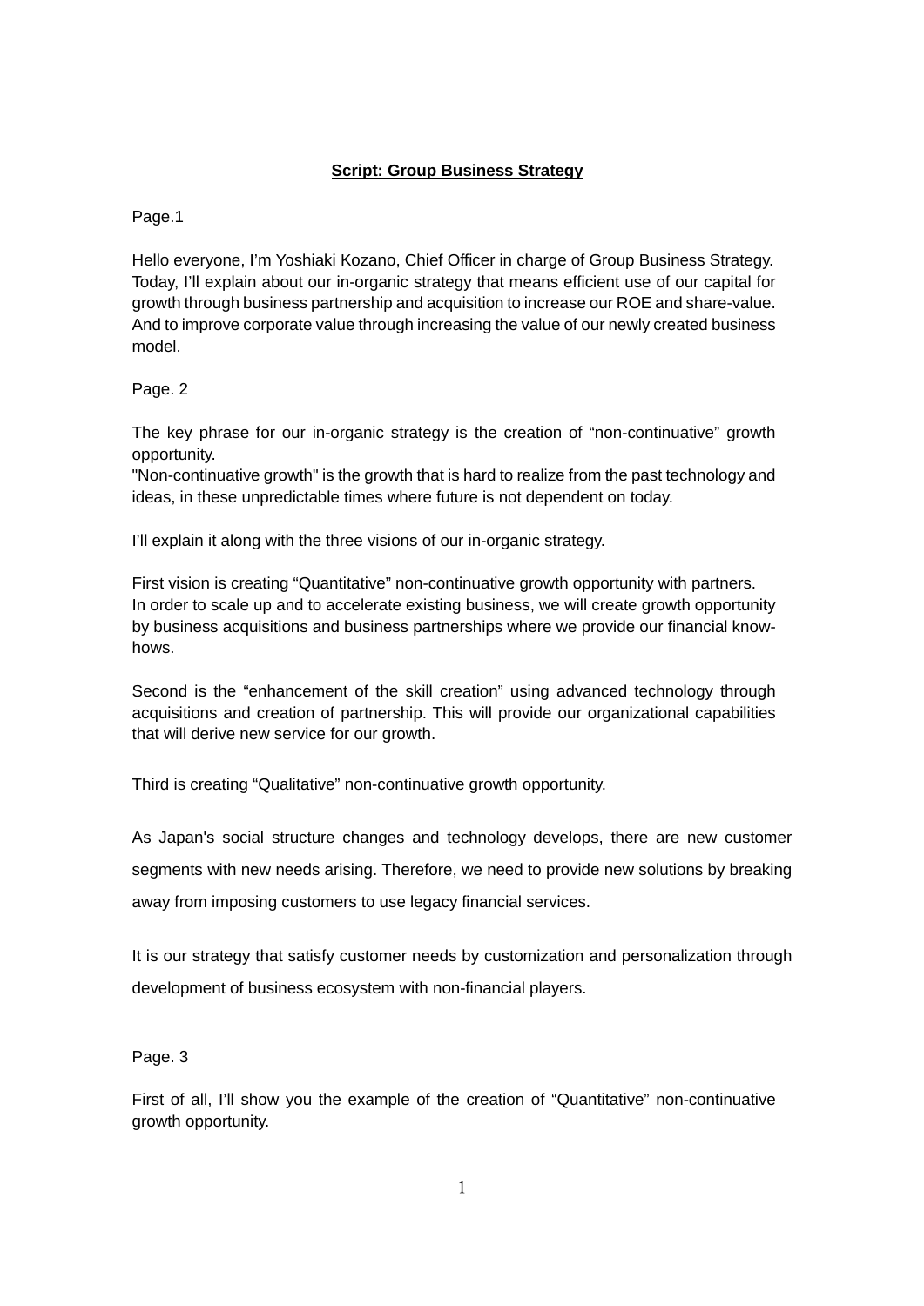# **Script: Group Business Strategy**

Page.1

Hello everyone, I’m Yoshiaki Kozano, Chief Officer in charge of Group Business Strategy. Today, I’ll explain about our in-organic strategy that means efficient use of our capital for growth through business partnership and acquisition to increase our ROE and share-value. And to improve corporate value through increasing the value of our newly created business model.

Page. 2

The key phrase for our in-organic strategy is the creation of “non-continuative” growth opportunity.
"Non-continuative growth" is the growth that is hard to realize from the past technology and ideas, in these unpredictable times where future is not dependent on today.

I’ll explain it along with the three visions of our in-organic strategy.

First vision is creating “Quantitative” non-continuative growth opportunity with partners.
In order to scale up and to accelerate existing business, we will create growth opportunity by business acquisitions and business partnerships where we provide our financial know-hows.

Second is the “enhancement of the skill creation” using advanced technology through acquisitions and creation of partnership. This will provide our organizational capabilities that will derive new service for our growth.

Third is creating “Qualitative” non-continuative growth opportunity.

As Japan's social structure changes and technology develops, there are new customer segments with new needs arising. Therefore, we need to provide new solutions by breaking away from imposing customers to use legacy financial services.

It is our strategy that satisfy customer needs by customization and personalization through development of business ecosystem with non-financial players.

Page. 3

First of all, I’ll show you the example of the creation of “Quantitative” non-continuative growth opportunity.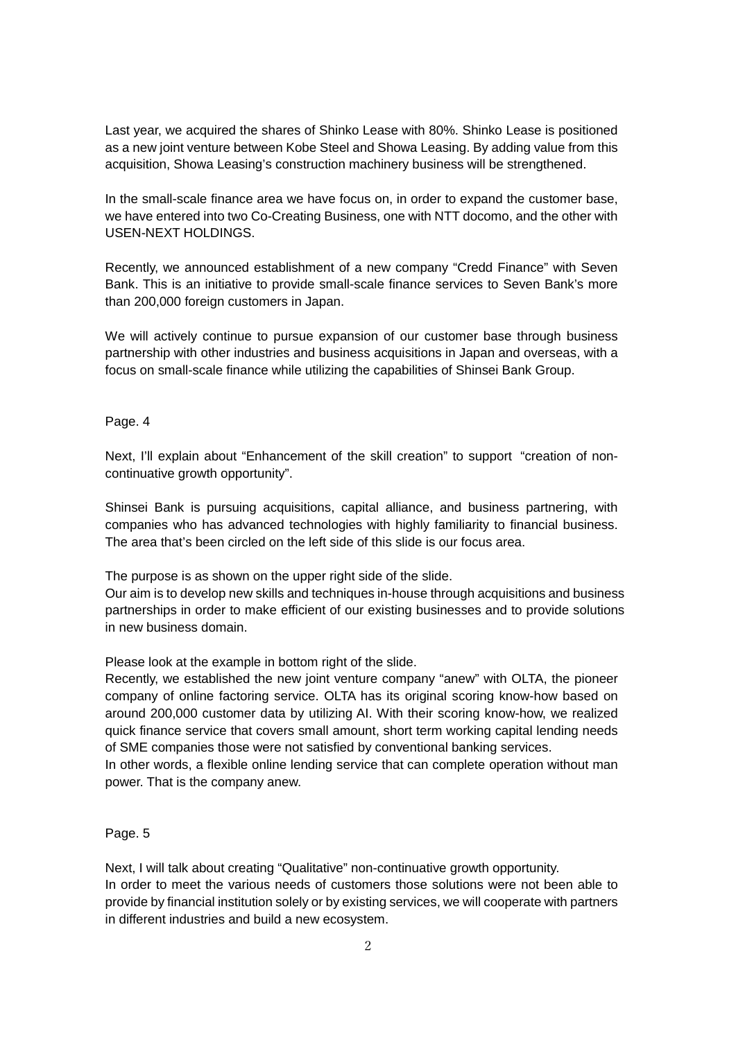Last year, we acquired the shares of Shinko Lease with 80%. Shinko Lease is positioned as a new joint venture between Kobe Steel and Showa Leasing. By adding value from this acquisition, Showa Leasing's construction machinery business will be strengthened.

In the small-scale finance area we have focus on, in order to expand the customer base, we have entered into two Co-Creating Business, one with NTT docomo, and the other with USEN-NEXT HOLDINGS.

Recently, we announced establishment of a new company "Credd Finance" with Seven Bank. This is an initiative to provide small-scale finance services to Seven Bank's more than 200,000 foreign customers in Japan.

We will actively continue to pursue expansion of our customer base through business partnership with other industries and business acquisitions in Japan and overseas, with a focus on small-scale finance while utilizing the capabilities of Shinsei Bank Group.

Page. 4

Next, I'll explain about "Enhancement of the skill creation" to support "creation of non-continuative growth opportunity".

Shinsei Bank is pursuing acquisitions, capital alliance, and business partnering, with companies who has advanced technologies with highly familiarity to financial business. The area that's been circled on the left side of this slide is our focus area.

The purpose is as shown on the upper right side of the slide.
Our aim is to develop new skills and techniques in-house through acquisitions and business partnerships in order to make efficient of our existing businesses and to provide solutions in new business domain.

Please look at the example in bottom right of the slide.
Recently, we established the new joint venture company "anew" with OLTA, the pioneer company of online factoring service. OLTA has its original scoring know-how based on around 200,000 customer data by utilizing AI. With their scoring know-how, we realized quick finance service that covers small amount, short term working capital lending needs of SME companies those were not satisfied by conventional banking services.
In other words, a flexible online lending service that can complete operation without man power. That is the company anew.

Page. 5

Next, I will talk about creating "Qualitative" non-continuative growth opportunity.
In order to meet the various needs of customers those solutions were not been able to provide by financial institution solely or by existing services, we will cooperate with partners in different industries and build a new ecosystem.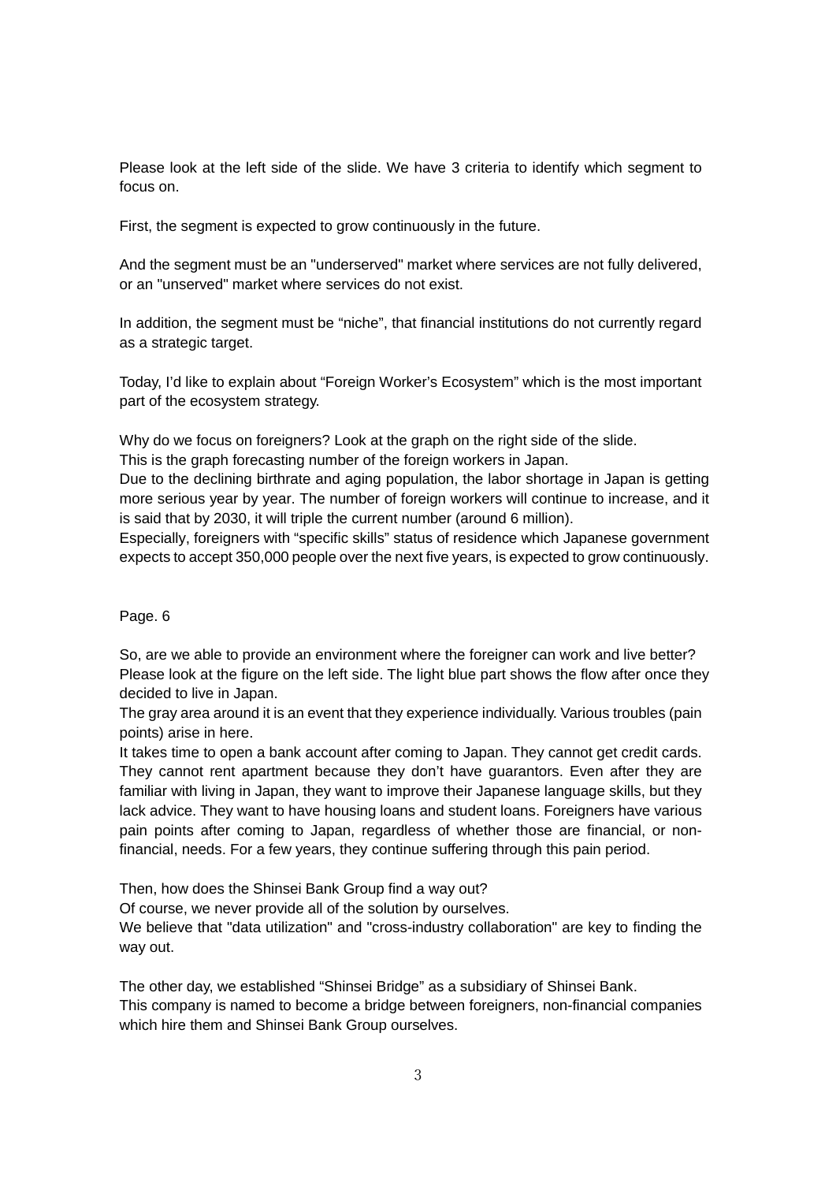Please look at the left side of the slide. We have 3 criteria to identify which segment to focus on.

First, the segment is expected to grow continuously in the future.

And the segment must be an "underserved" market where services are not fully delivered, or an "unserved" market where services do not exist.

In addition, the segment must be “niche”, that financial institutions do not currently regard as a strategic target.

Today, I’d like to explain about “Foreign Worker’s Ecosystem” which is the most important part of the ecosystem strategy.

Why do we focus on foreigners? Look at the graph on the right side of the slide.
This is the graph forecasting number of the foreign workers in Japan.
Due to the declining birthrate and aging population, the labor shortage in Japan is getting more serious year by year. The number of foreign workers will continue to increase, and it is said that by 2030, it will triple the current number (around 6 million).
Especially, foreigners with “specific skills” status of residence which Japanese government expects to accept 350,000 people over the next five years, is expected to grow continuously.

Page. 6

So, are we able to provide an environment where the foreigner can work and live better?
Please look at the figure on the left side. The light blue part shows the flow after once they decided to live in Japan.
The gray area around it is an event that they experience individually. Various troubles (pain points) arise in here.
It takes time to open a bank account after coming to Japan. They cannot get credit cards. They cannot rent apartment because they don’t have guarantors. Even after they are familiar with living in Japan, they want to improve their Japanese language skills, but they lack advice. They want to have housing loans and student loans. Foreigners have various pain points after coming to Japan, regardless of whether those are financial, or non-financial, needs. For a few years, they continue suffering through this pain period.

Then, how does the Shinsei Bank Group find a way out?
Of course, we never provide all of the solution by ourselves.
We believe that "data utilization" and "cross-industry collaboration" are key to finding the way out.

The other day, we established “Shinsei Bridge” as a subsidiary of Shinsei Bank.
This company is named to become a bridge between foreigners, non-financial companies which hire them and Shinsei Bank Group ourselves.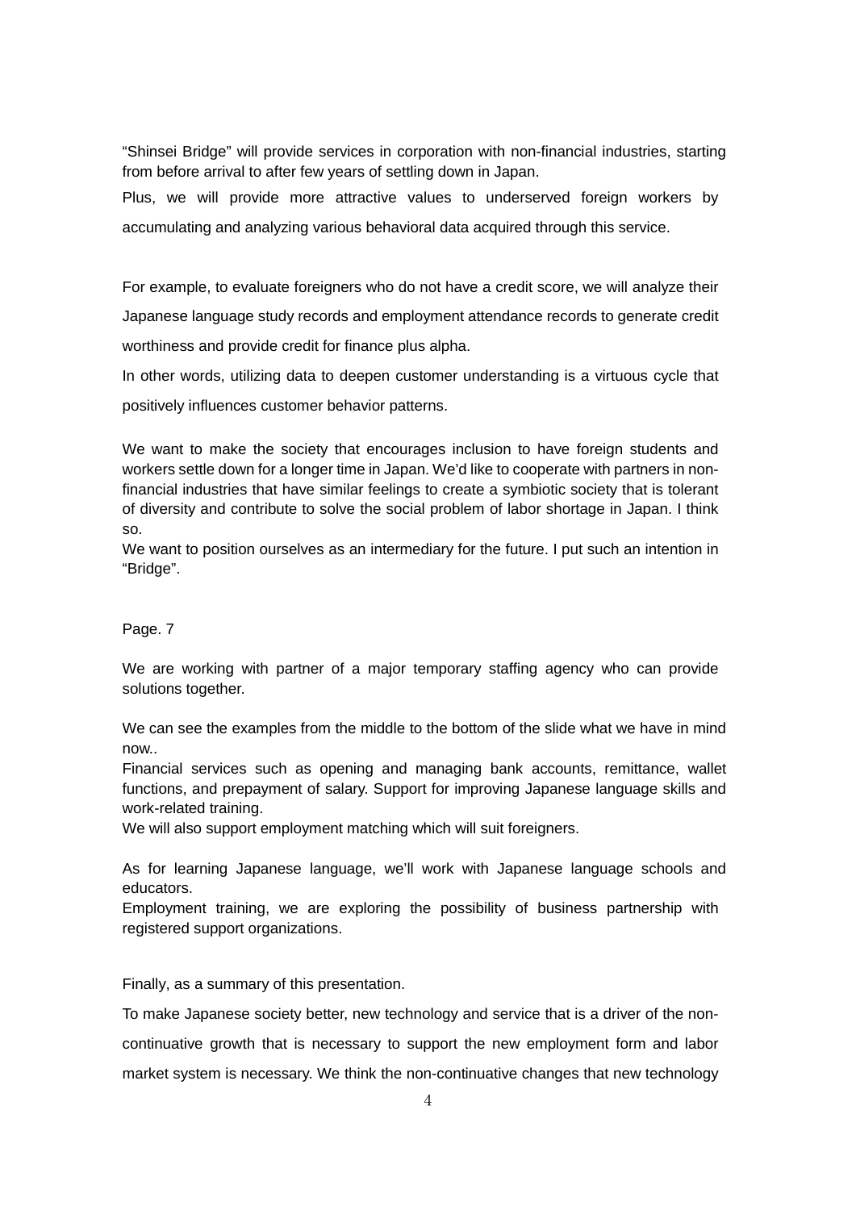“Shinsei Bridge” will provide services in corporation with non-financial industries, starting from before arrival to after few years of settling down in Japan.

Plus, we will provide more attractive values to underserved foreign workers by accumulating and analyzing various behavioral data acquired through this service.

For example, to evaluate foreigners who do not have a credit score, we will analyze their Japanese language study records and employment attendance records to generate credit worthiness and provide credit for finance plus alpha.

In other words, utilizing data to deepen customer understanding is a virtuous cycle that positively influences customer behavior patterns.

We want to make the society that encourages inclusion to have foreign students and workers settle down for a longer time in Japan. We’d like to cooperate with partners in non-financial industries that have similar feelings to create a symbiotic society that is tolerant of diversity and contribute to solve the social problem of labor shortage in Japan. I think so.

We want to position ourselves as an intermediary for the future. I put such an intention in “Bridge”.

Page. 7

We are working with partner of a major temporary staffing agency who can provide solutions together.

We can see the examples from the middle to the bottom of the slide what we have in mind now..

Financial services such as opening and managing bank accounts, remittance, wallet functions, and prepayment of salary. Support for improving Japanese language skills and work-related training.

We will also support employment matching which will suit foreigners.

As for learning Japanese language, we’ll work with Japanese language schools and educators.

Employment training, we are exploring the possibility of business partnership with registered support organizations.

Finally, as a summary of this presentation.

To make Japanese society better, new technology and service that is a driver of the non-continuative growth that is necessary to support the new employment form and labor market system is necessary. We think the non-continuative changes that new technology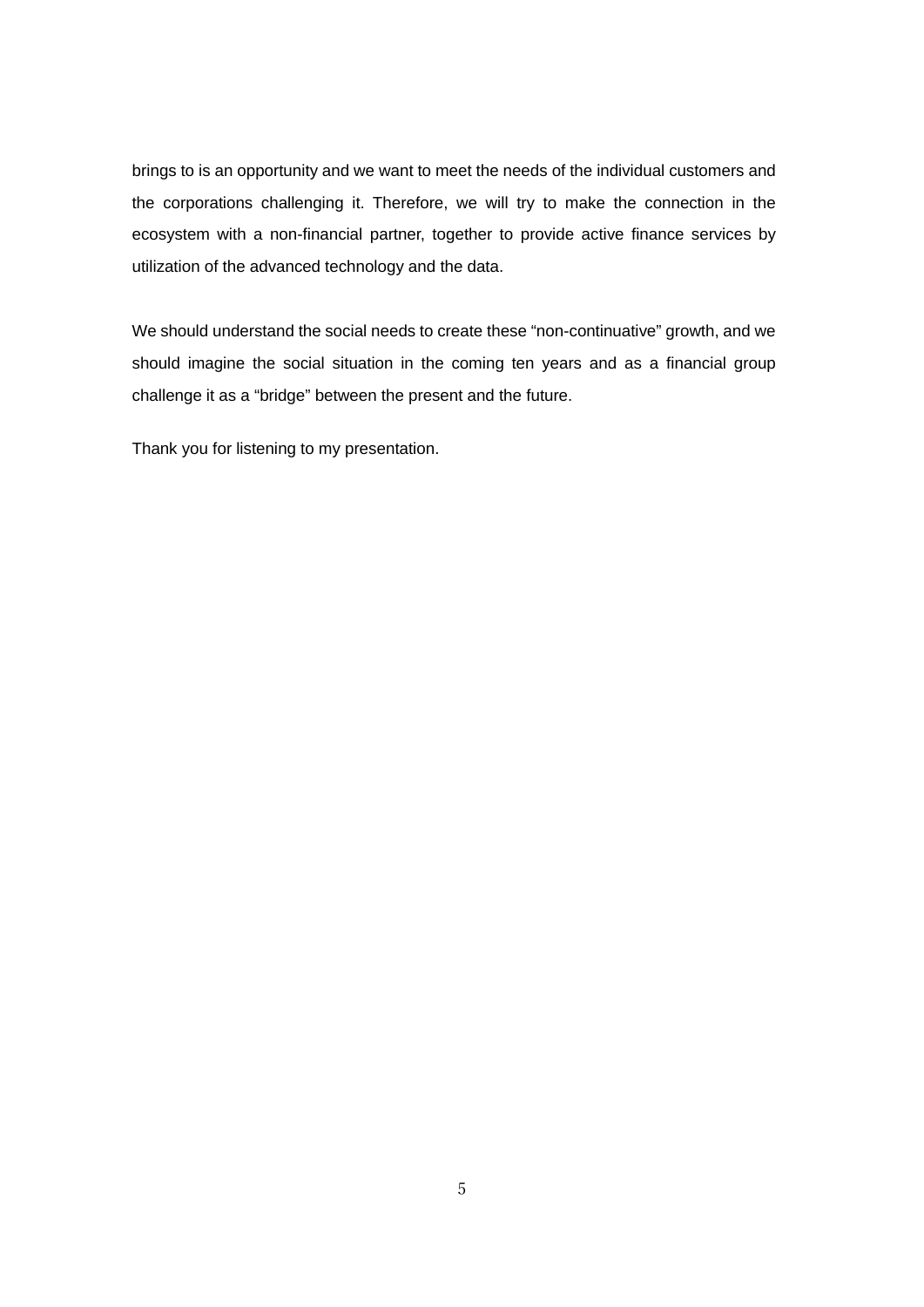brings to is an opportunity and we want to meet the needs of the individual customers and the corporations challenging it. Therefore, we will try to make the connection in the ecosystem with a non-financial partner, together to provide active finance services by utilization of the advanced technology and the data.

We should understand the social needs to create these "non-continuative" growth, and we should imagine the social situation in the coming ten years and as a financial group challenge it as a "bridge" between the present and the future.

Thank you for listening to my presentation.